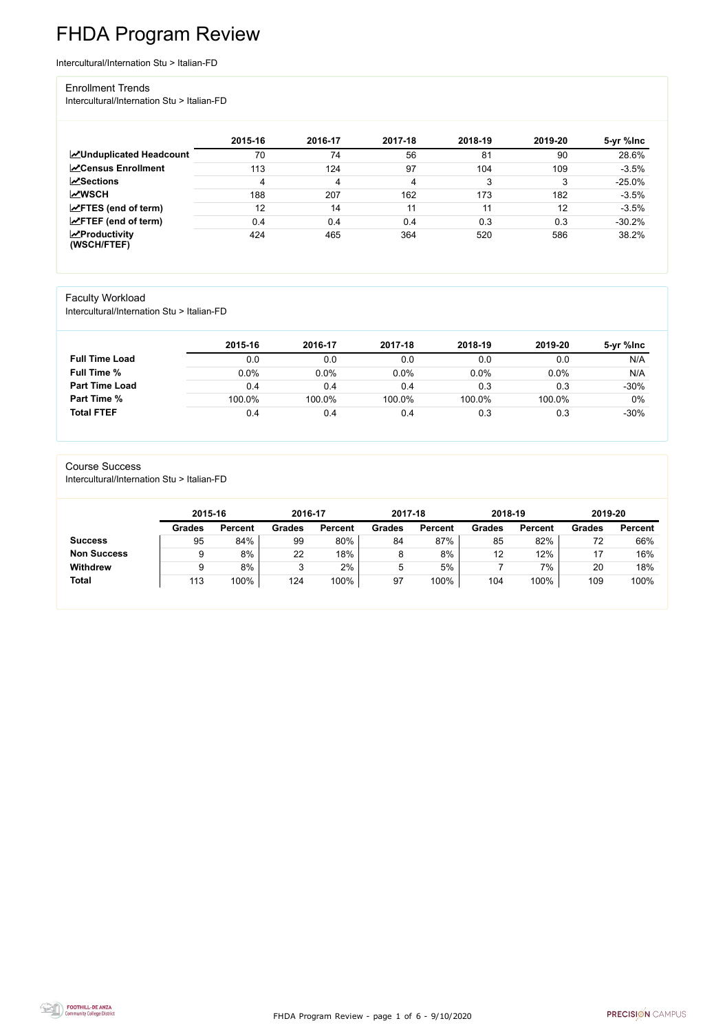# FHDA Program Review

Intercultural/Internation Stu > Italian-FD

## Enrollment Trends

Intercultural/Internation Stu > Italian-FD

| | 2015-16 | 2016-17 | 2017-18 | 2018-19 | 2019-20 | 5-yr %Inc |
|---|---|---|---|---|---|---|
| **Unduplicated Headcount** | 70 | 74 | 56 | 81 | 90 | 28.6% |
| **Census Enrollment** | 113 | 124 | 97 | 104 | 109 | -3.5% |
| **Sections** | 4 | 4 | 4 | 3 | 3 | -25.0% |
| **WSCH** | 188 | 207 | 162 | 173 | 182 | -3.5% |
| **FTES (end of term)** | 12 | 14 | 11 | 11 | 12 | -3.5% |
| **FTEF (end of term)** | 0.4 | 0.4 | 0.4 | 0.3 | 0.3 | -30.2% |
| **Productivity (WSCH/FTEF)** | 424 | 465 | 364 | 520 | 586 | 38.2% |

## Faculty Workload

Intercultural/Internation Stu > Italian-FD

| | 2015-16 | 2016-17 | 2017-18 | 2018-19 | 2019-20 | 5-yr %Inc |
|---|---|---|---|---|---|---|
| **Full Time Load** | 0.0 | 0.0 | 0.0 | 0.0 | 0.0 | N/A |
| **Full Time %** | 0.0% | 0.0% | 0.0% | 0.0% | 0.0% | N/A |
| **Part Time Load** | 0.4 | 0.4 | 0.4 | 0.3 | 0.3 | -30% |
| **Part Time %** | 100.0% | 100.0% | 100.0% | 100.0% | 100.0% | 0% |
| **Total FTEF** | 0.4 | 0.4 | 0.4 | 0.3 | 0.3 | -30% |

## Course Success

Intercultural/Internation Stu > Italian-FD

| | 2015-16 | | 2016-17 | | 2017-18 | | 2018-19 | | 2019-20 | |
|---|---|---|---|---|---|---|---|---|---|---|
| | Grades | Percent | Grades | Percent | Grades | Percent | Grades | Percent | Grades | Percent |
| **Success** | 95 | 84% | 99 | 80% | 84 | 87% | 85 | 82% | 72 | 66% |
| **Non Success** | 9 | 8% | 22 | 18% | 8 | 8% | 12 | 12% | 17 | 16% |
| **Withdrew** | 9 | 8% | 3 | 2% | 5 | 5% | 7 | 7% | 20 | 18% |
| **Total** | 113 | 100% | 124 | 100% | 97 | 100% | 104 | 100% | 109 | 100% |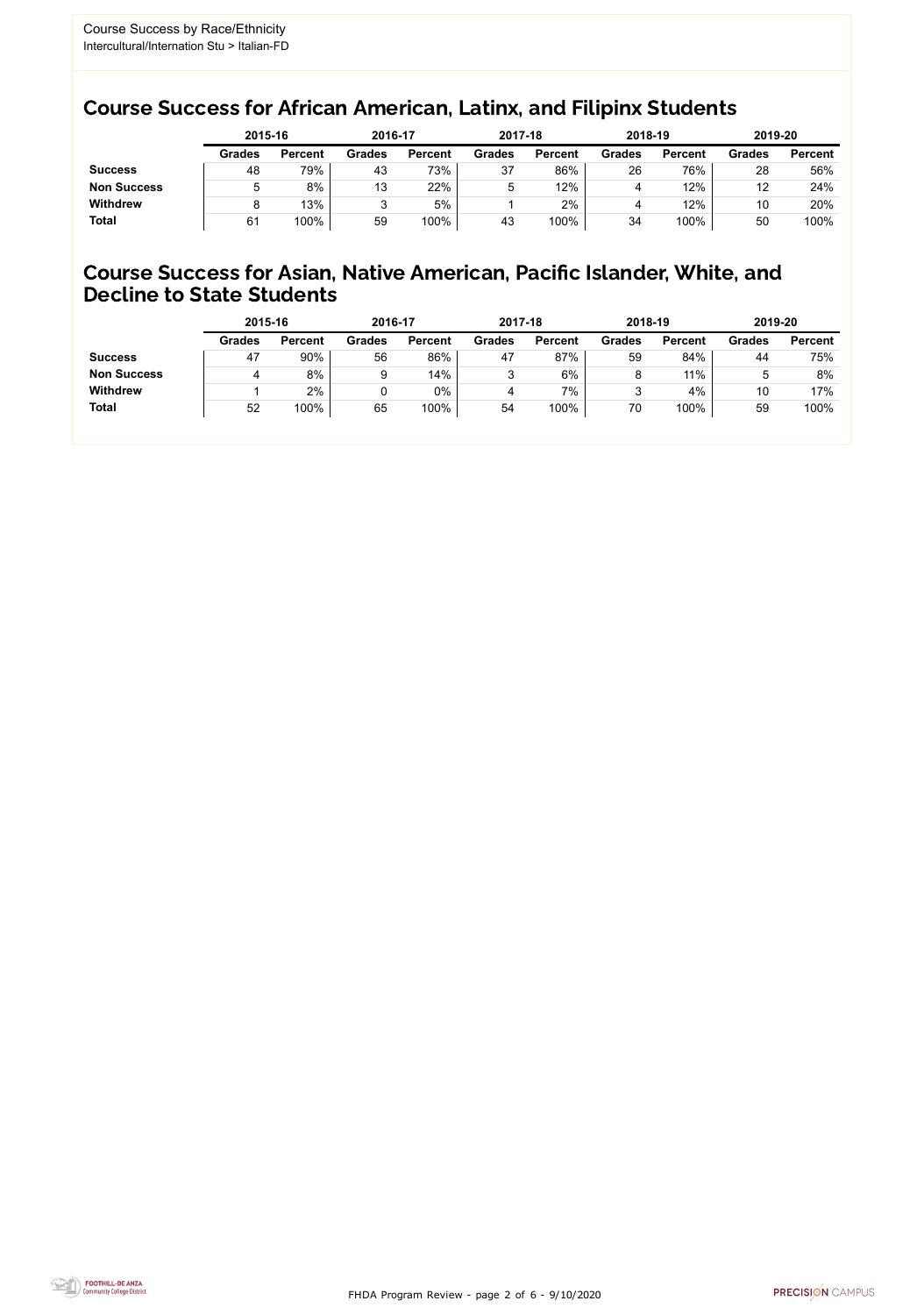Course Success by Race/Ethnicity
Intercultural/Internation Stu > Italian-FD

## Course Success for African American, Latinx, and Filipinx Students

| | 2015-16 | | 2016-17 | | 2017-18 | | 2018-19 | | 2019-20 | |
|---|---|---|---|---|---|---|---|---|---|---|
| | Grades | Percent | Grades | Percent | Grades | Percent | Grades | Percent | Grades | Percent |
| **Success** | 48 | 79% | 43 | 73% | 37 | 86% | 26 | 76% | 28 | 56% |
| **Non Success** | 5 | 8% | 13 | 22% | 5 | 12% | 4 | 12% | 12 | 24% |
| **Withdrew** | 8 | 13% | 3 | 5% | 1 | 2% | 4 | 12% | 10 | 20% |
| **Total** | 61 | 100% | 59 | 100% | 43 | 100% | 34 | 100% | 50 | 100% |

## Course Success for Asian, Native American, Pacific Islander, White, and Decline to State Students

| | 2015-16 | | 2016-17 | | 2017-18 | | 2018-19 | | 2019-20 | |
|---|---|---|---|---|---|---|---|---|---|---|
| | Grades | Percent | Grades | Percent | Grades | Percent | Grades | Percent | Grades | Percent |
| **Success** | 47 | 90% | 56 | 86% | 47 | 87% | 59 | 84% | 44 | 75% |
| **Non Success** | 4 | 8% | 9 | 14% | 3 | 6% | 8 | 11% | 5 | 8% |
| **Withdrew** | 1 | 2% | 0 | 0% | 4 | 7% | 3 | 4% | 10 | 17% |
| **Total** | 52 | 100% | 65 | 100% | 54 | 100% | 70 | 100% | 59 | 100% |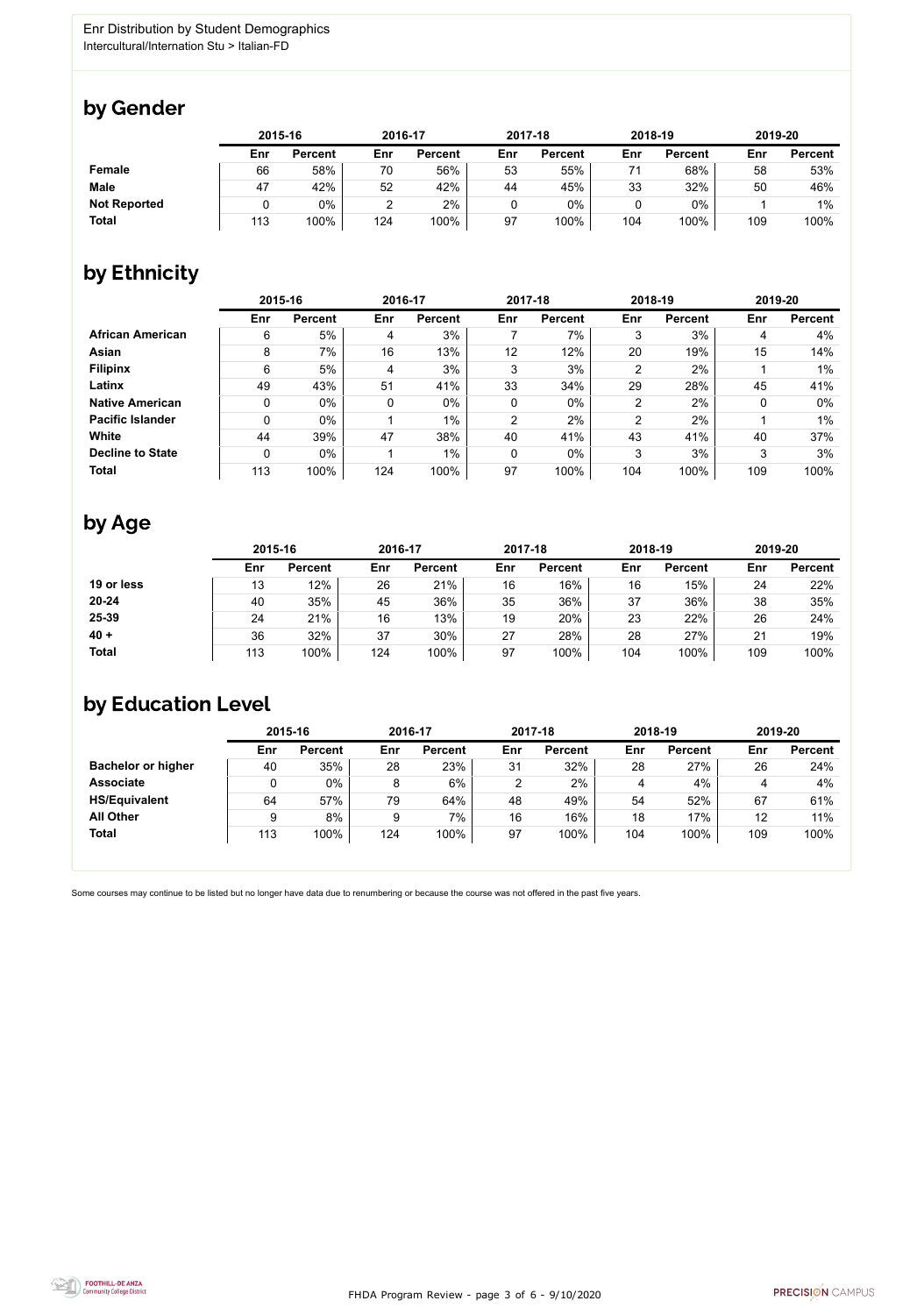Enr Distribution by Student Demographics
Intercultural/Internation Stu > Italian-FD

## by Gender

| | 2015-16 | | 2016-17 | | 2017-18 | | 2018-19 | | 2019-20 | |
|---|---|---|---|---|---|---|---|---|---|---|
| | Enr | Percent | Enr | Percent | Enr | Percent | Enr | Percent | Enr | Percent |
| **Female** | 66 | 58% | 70 | 56% | 53 | 55% | 71 | 68% | 58 | 53% |
| **Male** | 47 | 42% | 52 | 42% | 44 | 45% | 33 | 32% | 50 | 46% |
| **Not Reported** | 0 | 0% | 2 | 2% | 0 | 0% | 0 | 0% | 1 | 1% |
| **Total** | 113 | 100% | 124 | 100% | 97 | 100% | 104 | 100% | 109 | 100% |

## by Ethnicity

| | 2015-16 | | 2016-17 | | 2017-18 | | 2018-19 | | 2019-20 | |
|---|---|---|---|---|---|---|---|---|---|---|
| | Enr | Percent | Enr | Percent | Enr | Percent | Enr | Percent | Enr | Percent |
| **African American** | 6 | 5% | 4 | 3% | 7 | 7% | 3 | 3% | 4 | 4% |
| **Asian** | 8 | 7% | 16 | 13% | 12 | 12% | 20 | 19% | 15 | 14% |
| **Filipinx** | 6 | 5% | 4 | 3% | 3 | 3% | 2 | 2% | 1 | 1% |
| **Latinx** | 49 | 43% | 51 | 41% | 33 | 34% | 29 | 28% | 45 | 41% |
| **Native American** | 0 | 0% | 0 | 0% | 0 | 0% | 2 | 2% | 0 | 0% |
| **Pacific Islander** | 0 | 0% | 1 | 1% | 2 | 2% | 2 | 2% | 1 | 1% |
| **White** | 44 | 39% | 47 | 38% | 40 | 41% | 43 | 41% | 40 | 37% |
| **Decline to State** | 0 | 0% | 1 | 1% | 0 | 0% | 3 | 3% | 3 | 3% |
| **Total** | 113 | 100% | 124 | 100% | 97 | 100% | 104 | 100% | 109 | 100% |

## by Age

| | 2015-16 | | 2016-17 | | 2017-18 | | 2018-19 | | 2019-20 | |
|---|---|---|---|---|---|---|---|---|---|---|
| | Enr | Percent | Enr | Percent | Enr | Percent | Enr | Percent | Enr | Percent |
| **19 or less** | 13 | 12% | 26 | 21% | 16 | 16% | 16 | 15% | 24 | 22% |
| **20-24** | 40 | 35% | 45 | 36% | 35 | 36% | 37 | 36% | 38 | 35% |
| **25-39** | 24 | 21% | 16 | 13% | 19 | 20% | 23 | 22% | 26 | 24% |
| **40 +** | 36 | 32% | 37 | 30% | 27 | 28% | 28 | 27% | 21 | 19% |
| **Total** | 113 | 100% | 124 | 100% | 97 | 100% | 104 | 100% | 109 | 100% |

## by Education Level

| | 2015-16 | | 2016-17 | | 2017-18 | | 2018-19 | | 2019-20 | |
|---|---|---|---|---|---|---|---|---|---|---|
| | Enr | Percent | Enr | Percent | Enr | Percent | Enr | Percent | Enr | Percent |
| **Bachelor or higher** | 40 | 35% | 28 | 23% | 31 | 32% | 28 | 27% | 26 | 24% |
| **Associate** | 0 | 0% | 8 | 6% | 2 | 2% | 4 | 4% | 4 | 4% |
| **HS/Equivalent** | 64 | 57% | 79 | 64% | 48 | 49% | 54 | 52% | 67 | 61% |
| **All Other** | 9 | 8% | 9 | 7% | 16 | 16% | 18 | 17% | 12 | 11% |
| **Total** | 113 | 100% | 124 | 100% | 97 | 100% | 104 | 100% | 109 | 100% |

Some courses may continue to be listed but no longer have data due to renumbering or because the course was not offered in the past five years.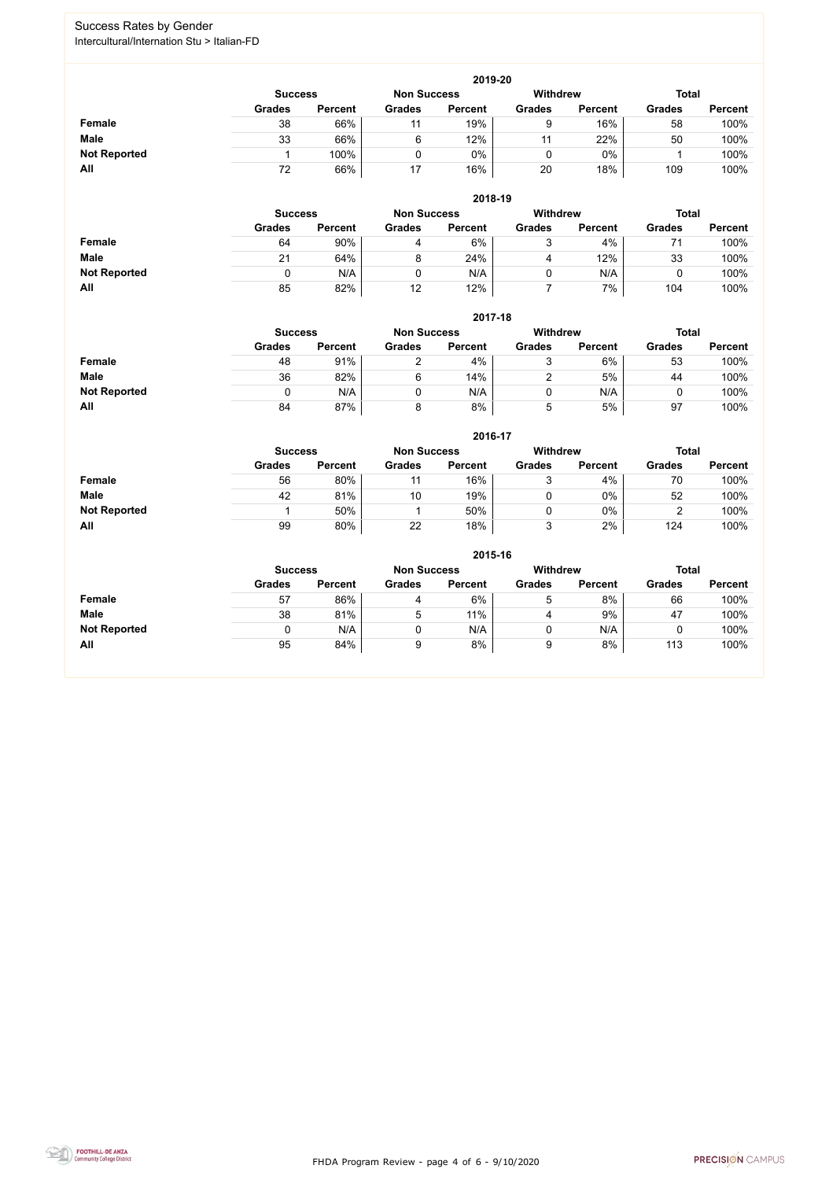## Success Rates by Gender

Intercultural/Internation Stu > Italian-FD

### 2019-20

| | Success | | Non Success | | Withdrew | | Total | |
|---|---|---|---|---|---|---|---|---|
| | Grades | Percent | Grades | Percent | Grades | Percent | Grades | Percent |
| **Female** | 38 | 66% | 11 | 19% | 9 | 16% | 58 | 100% |
| **Male** | 33 | 66% | 6 | 12% | 11 | 22% | 50 | 100% |
| **Not Reported** | 1 | 100% | 0 | 0% | 0 | 0% | 1 | 100% |
| **All** | 72 | 66% | 17 | 16% | 20 | 18% | 109 | 100% |

### 2018-19

| | Success | | Non Success | | Withdrew | | Total | |
|---|---|---|---|---|---|---|---|---|
| | Grades | Percent | Grades | Percent | Grades | Percent | Grades | Percent |
| **Female** | 64 | 90% | 4 | 6% | 3 | 4% | 71 | 100% |
| **Male** | 21 | 64% | 8 | 24% | 4 | 12% | 33 | 100% |
| **Not Reported** | 0 | N/A | 0 | N/A | 0 | N/A | 0 | 100% |
| **All** | 85 | 82% | 12 | 12% | 7 | 7% | 104 | 100% |

### 2017-18

| | Success | | Non Success | | Withdrew | | Total | |
|---|---|---|---|---|---|---|---|---|
| | Grades | Percent | Grades | Percent | Grades | Percent | Grades | Percent |
| **Female** | 48 | 91% | 2 | 4% | 3 | 6% | 53 | 100% |
| **Male** | 36 | 82% | 6 | 14% | 2 | 5% | 44 | 100% |
| **Not Reported** | 0 | N/A | 0 | N/A | 0 | N/A | 0 | 100% |
| **All** | 84 | 87% | 8 | 8% | 5 | 5% | 97 | 100% |

### 2016-17

| | Success | | Non Success | | Withdrew | | Total | |
|---|---|---|---|---|---|---|---|---|
| | Grades | Percent | Grades | Percent | Grades | Percent | Grades | Percent |
| **Female** | 56 | 80% | 11 | 16% | 3 | 4% | 70 | 100% |
| **Male** | 42 | 81% | 10 | 19% | 0 | 0% | 52 | 100% |
| **Not Reported** | 1 | 50% | 1 | 50% | 0 | 0% | 2 | 100% |
| **All** | 99 | 80% | 22 | 18% | 3 | 2% | 124 | 100% |

### 2015-16

| | Success | | Non Success | | Withdrew | | Total | |
|---|---|---|---|---|---|---|---|---|
| | Grades | Percent | Grades | Percent | Grades | Percent | Grades | Percent |
| **Female** | 57 | 86% | 4 | 6% | 5 | 8% | 66 | 100% |
| **Male** | 38 | 81% | 5 | 11% | 4 | 9% | 47 | 100% |
| **Not Reported** | 0 | N/A | 0 | N/A | 0 | N/A | 0 | 100% |
| **All** | 95 | 84% | 9 | 8% | 9 | 8% | 113 | 100% |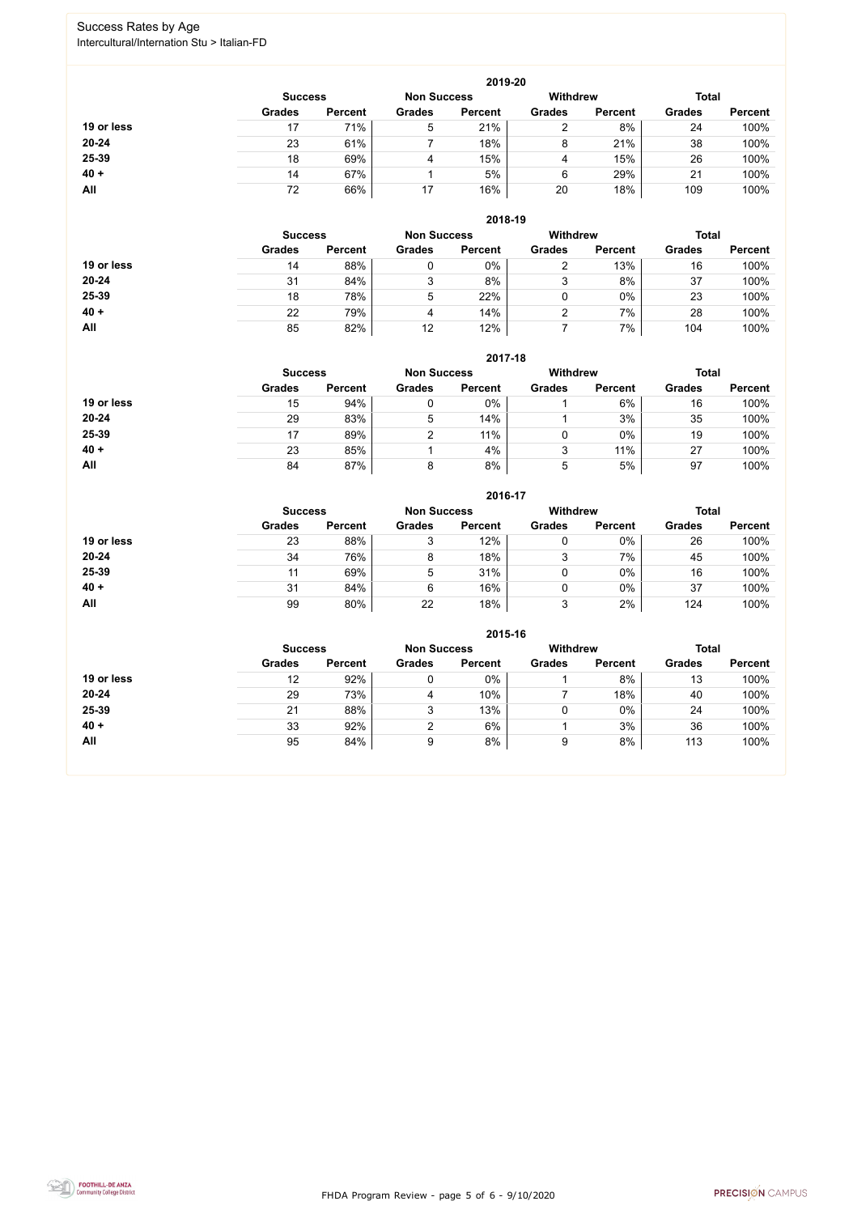# Success Rates by Age

Intercultural/Internation Stu > Italian-FD

## 2019-20

| | Success | | Non Success | | Withdrew | | Total | |
|---|---|---|---|---|---|---|---|---|
| | Grades | Percent | Grades | Percent | Grades | Percent | Grades | Percent |
| 19 or less | 17 | 71% | 5 | 21% | 2 | 8% | 24 | 100% |
| 20-24 | 23 | 61% | 7 | 18% | 8 | 21% | 38 | 100% |
| 25-39 | 18 | 69% | 4 | 15% | 4 | 15% | 26 | 100% |
| 40 + | 14 | 67% | 1 | 5% | 6 | 29% | 21 | 100% |
| All | 72 | 66% | 17 | 16% | 20 | 18% | 109 | 100% |

## 2018-19

| | Success | | Non Success | | Withdrew | | Total | |
|---|---|---|---|---|---|---|---|---|
| | Grades | Percent | Grades | Percent | Grades | Percent | Grades | Percent |
| 19 or less | 14 | 88% | 0 | 0% | 2 | 13% | 16 | 100% |
| 20-24 | 31 | 84% | 3 | 8% | 3 | 8% | 37 | 100% |
| 25-39 | 18 | 78% | 5 | 22% | 0 | 0% | 23 | 100% |
| 40 + | 22 | 79% | 4 | 14% | 2 | 7% | 28 | 100% |
| All | 85 | 82% | 12 | 12% | 7 | 7% | 104 | 100% |

## 2017-18

| | Success | | Non Success | | Withdrew | | Total | |
|---|---|---|---|---|---|---|---|---|
| | Grades | Percent | Grades | Percent | Grades | Percent | Grades | Percent |
| 19 or less | 15 | 94% | 0 | 0% | 1 | 6% | 16 | 100% |
| 20-24 | 29 | 83% | 5 | 14% | 1 | 3% | 35 | 100% |
| 25-39 | 17 | 89% | 2 | 11% | 0 | 0% | 19 | 100% |
| 40 + | 23 | 85% | 1 | 4% | 3 | 11% | 27 | 100% |
| All | 84 | 87% | 8 | 8% | 5 | 5% | 97 | 100% |

## 2016-17

| | Success | | Non Success | | Withdrew | | Total | |
|---|---|---|---|---|---|---|---|---|
| | Grades | Percent | Grades | Percent | Grades | Percent | Grades | Percent |
| 19 or less | 23 | 88% | 3 | 12% | 0 | 0% | 26 | 100% |
| 20-24 | 34 | 76% | 8 | 18% | 3 | 7% | 45 | 100% |
| 25-39 | 11 | 69% | 5 | 31% | 0 | 0% | 16 | 100% |
| 40 + | 31 | 84% | 6 | 16% | 0 | 0% | 37 | 100% |
| All | 99 | 80% | 22 | 18% | 3 | 2% | 124 | 100% |

## 2015-16

| | Success | | Non Success | | Withdrew | | Total | |
|---|---|---|---|---|---|---|---|---|
| | Grades | Percent | Grades | Percent | Grades | Percent | Grades | Percent |
| 19 or less | 12 | 92% | 0 | 0% | 1 | 8% | 13 | 100% |
| 20-24 | 29 | 73% | 4 | 10% | 7 | 18% | 40 | 100% |
| 25-39 | 21 | 88% | 3 | 13% | 0 | 0% | 24 | 100% |
| 40 + | 33 | 92% | 2 | 6% | 1 | 3% | 36 | 100% |
| All | 95 | 84% | 9 | 8% | 9 | 8% | 113 | 100% |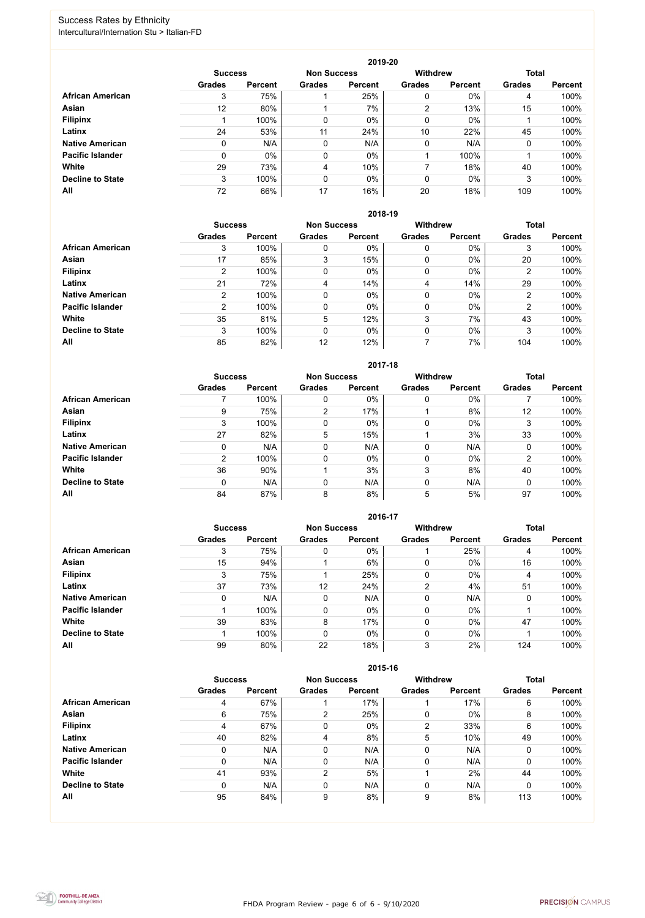## Success Rates by Ethnicity

Intercultural/Internation Stu > Italian-FD

### 2019-20

| | Success | | Non Success | | Withdrew | | Total | |
|---|---|---|---|---|---|---|---|---|
| | Grades | Percent | Grades | Percent | Grades | Percent | Grades | Percent |
| **African American** | 3 | 75% | 1 | 25% | 0 | 0% | 4 | 100% |
| **Asian** | 12 | 80% | 1 | 7% | 2 | 13% | 15 | 100% |
| **Filipinx** | 1 | 100% | 0 | 0% | 0 | 0% | 1 | 100% |
| **Latinx** | 24 | 53% | 11 | 24% | 10 | 22% | 45 | 100% |
| **Native American** | 0 | N/A | 0 | N/A | 0 | N/A | 0 | 100% |
| **Pacific Islander** | 0 | 0% | 0 | 0% | 1 | 100% | 1 | 100% |
| **White** | 29 | 73% | 4 | 10% | 7 | 18% | 40 | 100% |
| **Decline to State** | 3 | 100% | 0 | 0% | 0 | 0% | 3 | 100% |
| **All** | 72 | 66% | 17 | 16% | 20 | 18% | 109 | 100% |

### 2018-19

| | Success | | Non Success | | Withdrew | | Total | |
|---|---|---|---|---|---|---|---|---|
| | Grades | Percent | Grades | Percent | Grades | Percent | Grades | Percent |
| **African American** | 3 | 100% | 0 | 0% | 0 | 0% | 3 | 100% |
| **Asian** | 17 | 85% | 3 | 15% | 0 | 0% | 20 | 100% |
| **Filipinx** | 2 | 100% | 0 | 0% | 0 | 0% | 2 | 100% |
| **Latinx** | 21 | 72% | 4 | 14% | 4 | 14% | 29 | 100% |
| **Native American** | 2 | 100% | 0 | 0% | 0 | 0% | 2 | 100% |
| **Pacific Islander** | 2 | 100% | 0 | 0% | 0 | 0% | 2 | 100% |
| **White** | 35 | 81% | 5 | 12% | 3 | 7% | 43 | 100% |
| **Decline to State** | 3 | 100% | 0 | 0% | 0 | 0% | 3 | 100% |
| **All** | 85 | 82% | 12 | 12% | 7 | 7% | 104 | 100% |

### 2017-18

| | Success | | Non Success | | Withdrew | | Total | |
|---|---|---|---|---|---|---|---|---|
| | Grades | Percent | Grades | Percent | Grades | Percent | Grades | Percent |
| **African American** | 7 | 100% | 0 | 0% | 0 | 0% | 7 | 100% |
| **Asian** | 9 | 75% | 2 | 17% | 1 | 8% | 12 | 100% |
| **Filipinx** | 3 | 100% | 0 | 0% | 0 | 0% | 3 | 100% |
| **Latinx** | 27 | 82% | 5 | 15% | 1 | 3% | 33 | 100% |
| **Native American** | 0 | N/A | 0 | N/A | 0 | N/A | 0 | 100% |
| **Pacific Islander** | 2 | 100% | 0 | 0% | 0 | 0% | 2 | 100% |
| **White** | 36 | 90% | 1 | 3% | 3 | 8% | 40 | 100% |
| **Decline to State** | 0 | N/A | 0 | N/A | 0 | N/A | 0 | 100% |
| **All** | 84 | 87% | 8 | 8% | 5 | 5% | 97 | 100% |

### 2016-17

| | Success | | Non Success | | Withdrew | | Total | |
|---|---|---|---|---|---|---|---|---|
| | Grades | Percent | Grades | Percent | Grades | Percent | Grades | Percent |
| **African American** | 3 | 75% | 0 | 0% | 1 | 25% | 4 | 100% |
| **Asian** | 15 | 94% | 1 | 6% | 0 | 0% | 16 | 100% |
| **Filipinx** | 3 | 75% | 1 | 25% | 0 | 0% | 4 | 100% |
| **Latinx** | 37 | 73% | 12 | 24% | 2 | 4% | 51 | 100% |
| **Native American** | 0 | N/A | 0 | N/A | 0 | N/A | 0 | 100% |
| **Pacific Islander** | 1 | 100% | 0 | 0% | 0 | 0% | 1 | 100% |
| **White** | 39 | 83% | 8 | 17% | 0 | 0% | 47 | 100% |
| **Decline to State** | 1 | 100% | 0 | 0% | 0 | 0% | 1 | 100% |
| **All** | 99 | 80% | 22 | 18% | 3 | 2% | 124 | 100% |

### 2015-16

| | Success | | Non Success | | Withdrew | | Total | |
|---|---|---|---|---|---|---|---|---|
| | Grades | Percent | Grades | Percent | Grades | Percent | Grades | Percent |
| **African American** | 4 | 67% | 1 | 17% | 1 | 17% | 6 | 100% |
| **Asian** | 6 | 75% | 2 | 25% | 0 | 0% | 8 | 100% |
| **Filipinx** | 4 | 67% | 0 | 0% | 2 | 33% | 6 | 100% |
| **Latinx** | 40 | 82% | 4 | 8% | 5 | 10% | 49 | 100% |
| **Native American** | 0 | N/A | 0 | N/A | 0 | N/A | 0 | 100% |
| **Pacific Islander** | 0 | N/A | 0 | N/A | 0 | N/A | 0 | 100% |
| **White** | 41 | 93% | 2 | 5% | 1 | 2% | 44 | 100% |
| **Decline to State** | 0 | N/A | 0 | N/A | 0 | N/A | 0 | 100% |
| **All** | 95 | 84% | 9 | 8% | 9 | 8% | 113 | 100% |